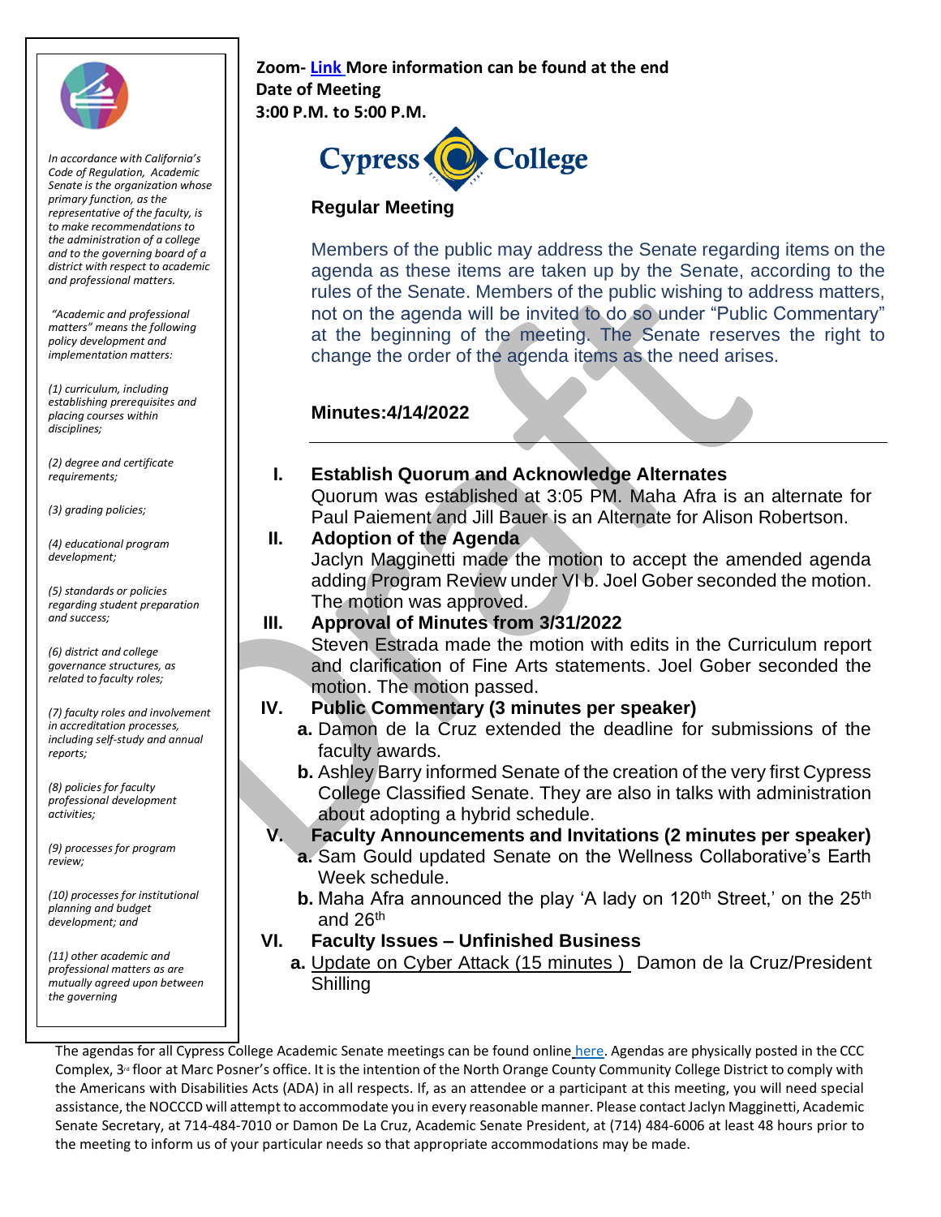*In accordance with California's Code of Regulation, Academic Senate is the organization whose primary function, as the representative of the faculty, is to make recommendations to the administration of a college and to the governing board of a district with respect to academic and professional matters.*

*"Academic and professional matters" means the following policy development and implementation matters:*

*(1) curriculum, including establishing prerequisites and placing courses within disciplines;*

*(2) degree and certificate requirements;*

*(3) grading policies;*

*(4) educational program development;*

*(5) standards or policies regarding student preparation and success;*

*(6) district and college governance structures, as related to faculty roles;*

*(7) faculty roles and involvement in accreditation processes, including self-study and annual reports;*

*(8) policies for faculty professional development activities;*

*(9) processes for program review;*

*(10) processes for institutional planning and budget development; and*

*(11) other academic and professional matters as are mutually agreed upon between the governing*

**Zoom- [Link](Link) More information can be found at the end**
**Date of Meeting**
**3:00 P.M. to 5:00 P.M.**

Cypress College

**Regular Meeting**

Members of the public may address the Senate regarding items on the agenda as these items are taken up by the Senate, according to the rules of the Senate. Members of the public wishing to address matters, not on the agenda will be invited to do so under "Public Commentary" at the beginning of the meeting. The Senate reserves the right to change the order of the agenda items as the need arises.

**Minutes:4/14/2022**

---

**I. Establish Quorum and Acknowledge Alternates**
Quorum was established at 3:05 PM. Maha Afra is an alternate for Paul Paiement and Jill Bauer is an Alternate for Alison Robertson.

**II. Adoption of the Agenda**
Jaclyn Magginetti made the motion to accept the amended agenda adding Program Review under VI b. Joel Gober seconded the motion. The motion was approved.

**III. Approval of Minutes from 3/31/2022**
Steven Estrada made the motion with edits in the Curriculum report and clarification of Fine Arts statements. Joel Gober seconded the motion. The motion passed.

**IV. Public Commentary (3 minutes per speaker)**

**a.** Damon de la Cruz extended the deadline for submissions of the faculty awards.

**b.** Ashley Barry informed Senate of the creation of the very first Cypress College Classified Senate. They are also in talks with administration about adopting a hybrid schedule.

**V. Faculty Announcements and Invitations (2 minutes per speaker)**

**a.** Sam Gould updated Senate on the Wellness Collaborative's Earth Week schedule.

**b.** Maha Afra announced the play 'A lady on 120th Street,' on the 25th and 26th

**VI. Faculty Issues – Unfinished Business**

**a.** Update on Cyber Attack (15 minutes ) Damon de la Cruz/President Shilling

The agendas for all Cypress College Academic Senate meetings can be found online [here](here). Agendas are physically posted in the CCC Complex, 3rd floor at Marc Posner's office. It is the intention of the North Orange County Community College District to comply with the Americans with Disabilities Acts (ADA) in all respects. If, as an attendee or a participant at this meeting, you will need special assistance, the NOCCCD will attempt to accommodate you in every reasonable manner. Please contact Jaclyn Magginetti, Academic Senate Secretary, at 714-484-7010 or Damon De La Cruz, Academic Senate President, at (714) 484-6006 at least 48 hours prior to the meeting to inform us of your particular needs so that appropriate accommodations may be made.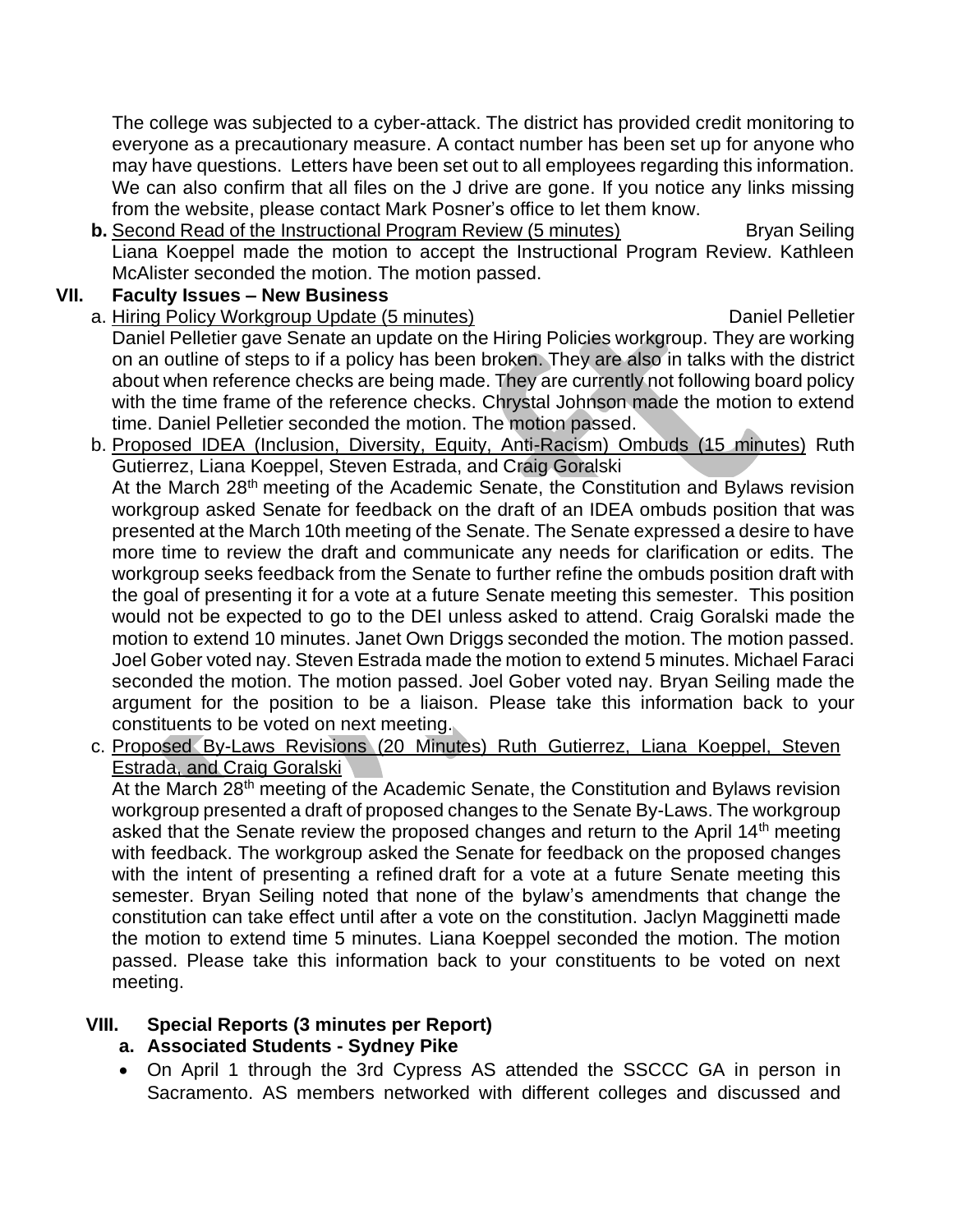The college was subjected to a cyber-attack. The district has provided credit monitoring to everyone as a precautionary measure. A contact number has been set up for anyone who may have questions. Letters have been set out to all employees regarding this information. We can also confirm that all files on the J drive are gone. If you notice any links missing from the website, please contact Mark Posner's office to let them know.

**b.** Second Read of the Instructional Program Review (5 minutes) — Bryan Seiling

Liana Koeppel made the motion to accept the Instructional Program Review. Kathleen McAlister seconded the motion. The motion passed.

## VII. Faculty Issues – New Business

a. Hiring Policy Workgroup Update (5 minutes) — Daniel Pelletier

Daniel Pelletier gave Senate an update on the Hiring Policies workgroup. They are working on an outline of steps to if a policy has been broken. They are also in talks with the district about when reference checks are being made. They are currently not following board policy with the time frame of the reference checks. Chrystal Johnson made the motion to extend time. Daniel Pelletier seconded the motion. The motion passed.

b. Proposed IDEA (Inclusion, Diversity, Equity, Anti-Racism) Ombuds (15 minutes) Ruth Gutierrez, Liana Koeppel, Steven Estrada, and Craig Goralski

At the March 28th meeting of the Academic Senate, the Constitution and Bylaws revision workgroup asked Senate for feedback on the draft of an IDEA ombuds position that was presented at the March 10th meeting of the Senate. The Senate expressed a desire to have more time to review the draft and communicate any needs for clarification or edits. The workgroup seeks feedback from the Senate to further refine the ombuds position draft with the goal of presenting it for a vote at a future Senate meeting this semester. This position would not be expected to go to the DEI unless asked to attend. Craig Goralski made the motion to extend 10 minutes. Janet Own Driggs seconded the motion. The motion passed. Joel Gober voted nay. Steven Estrada made the motion to extend 5 minutes. Michael Faraci seconded the motion. The motion passed. Joel Gober voted nay. Bryan Seiling made the argument for the position to be a liaison. Please take this information back to your constituents to be voted on next meeting.

c. Proposed By-Laws Revisions (20 Minutes) Ruth Gutierrez, Liana Koeppel, Steven Estrada, and Craig Goralski

At the March 28th meeting of the Academic Senate, the Constitution and Bylaws revision workgroup presented a draft of proposed changes to the Senate By-Laws. The workgroup asked that the Senate review the proposed changes and return to the April 14th meeting with feedback. The workgroup asked the Senate for feedback on the proposed changes with the intent of presenting a refined draft for a vote at a future Senate meeting this semester. Bryan Seiling noted that none of the bylaw's amendments that change the constitution can take effect until after a vote on the constitution. Jaclyn Magginetti made the motion to extend time 5 minutes. Liana Koeppel seconded the motion. The motion passed. Please take this information back to your constituents to be voted on next meeting.

## VIII. Special Reports (3 minutes per Report)

### a. Associated Students - Sydney Pike

- On April 1 through the 3rd Cypress AS attended the SSCCC GA in person in Sacramento. AS members networked with different colleges and discussed and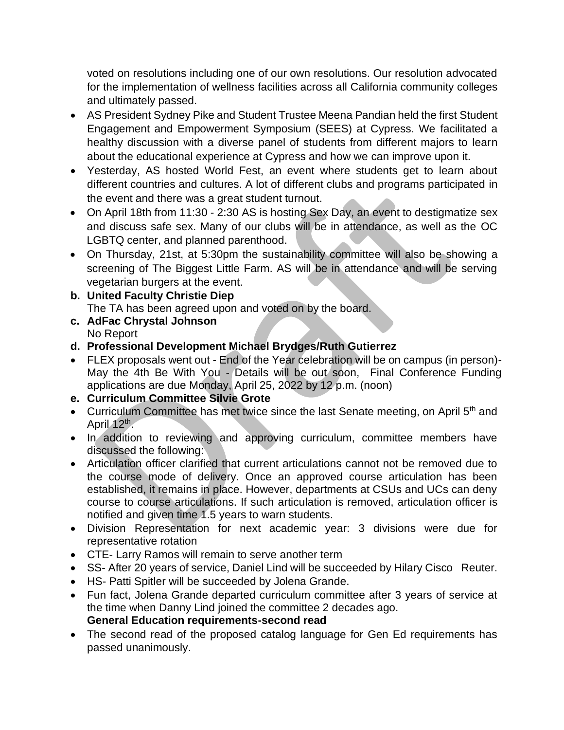voted on resolutions including one of our own resolutions. Our resolution advocated for the implementation of wellness facilities across all California community colleges and ultimately passed.

- AS President Sydney Pike and Student Trustee Meena Pandian held the first Student Engagement and Empowerment Symposium (SEES) at Cypress. We facilitated a healthy discussion with a diverse panel of students from different majors to learn about the educational experience at Cypress and how we can improve upon it.
- Yesterday, AS hosted World Fest, an event where students get to learn about different countries and cultures. A lot of different clubs and programs participated in the event and there was a great student turnout.
- On April 18th from 11:30 - 2:30 AS is hosting Sex Day, an event to destigmatize sex and discuss safe sex. Many of our clubs will be in attendance, as well as the OC LGBTQ center, and planned parenthood.
- On Thursday, 21st, at 5:30pm the sustainability committee will also be showing a screening of The Biggest Little Farm. AS will be in attendance and will be serving vegetarian burgers at the event.

**b. United Faculty Christie Diep**
The TA has been agreed upon and voted on by the board.

**c. AdFac Chrystal Johnson**
No Report

**d. Professional Development Michael Brydges/Ruth Gutierrez**

- FLEX proposals went out - End of the Year celebration will be on campus (in person)- May the 4th Be With You - Details will be out soon, Final Conference Funding applications are due Monday, April 25, 2022 by 12 p.m. (noon)

**e. Curriculum Committee Silvie Grote**

- Curriculum Committee has met twice since the last Senate meeting, on April 5th and April 12th.
- In addition to reviewing and approving curriculum, committee members have discussed the following:
- Articulation officer clarified that current articulations cannot not be removed due to the course mode of delivery. Once an approved course articulation has been established, it remains in place. However, departments at CSUs and UCs can deny course to course articulations. If such articulation is removed, articulation officer is notified and given time 1.5 years to warn students.
- Division Representation for next academic year: 3 divisions were due for representative rotation
- CTE- Larry Ramos will remain to serve another term
- SS- After 20 years of service, Daniel Lind will be succeeded by Hilary Cisco Reuter.
- HS- Patti Spitler will be succeeded by Jolena Grande.
- Fun fact, Jolena Grande departed curriculum committee after 3 years of service at the time when Danny Lind joined the committee 2 decades ago.

**General Education requirements-second read**

- The second read of the proposed catalog language for Gen Ed requirements has passed unanimously.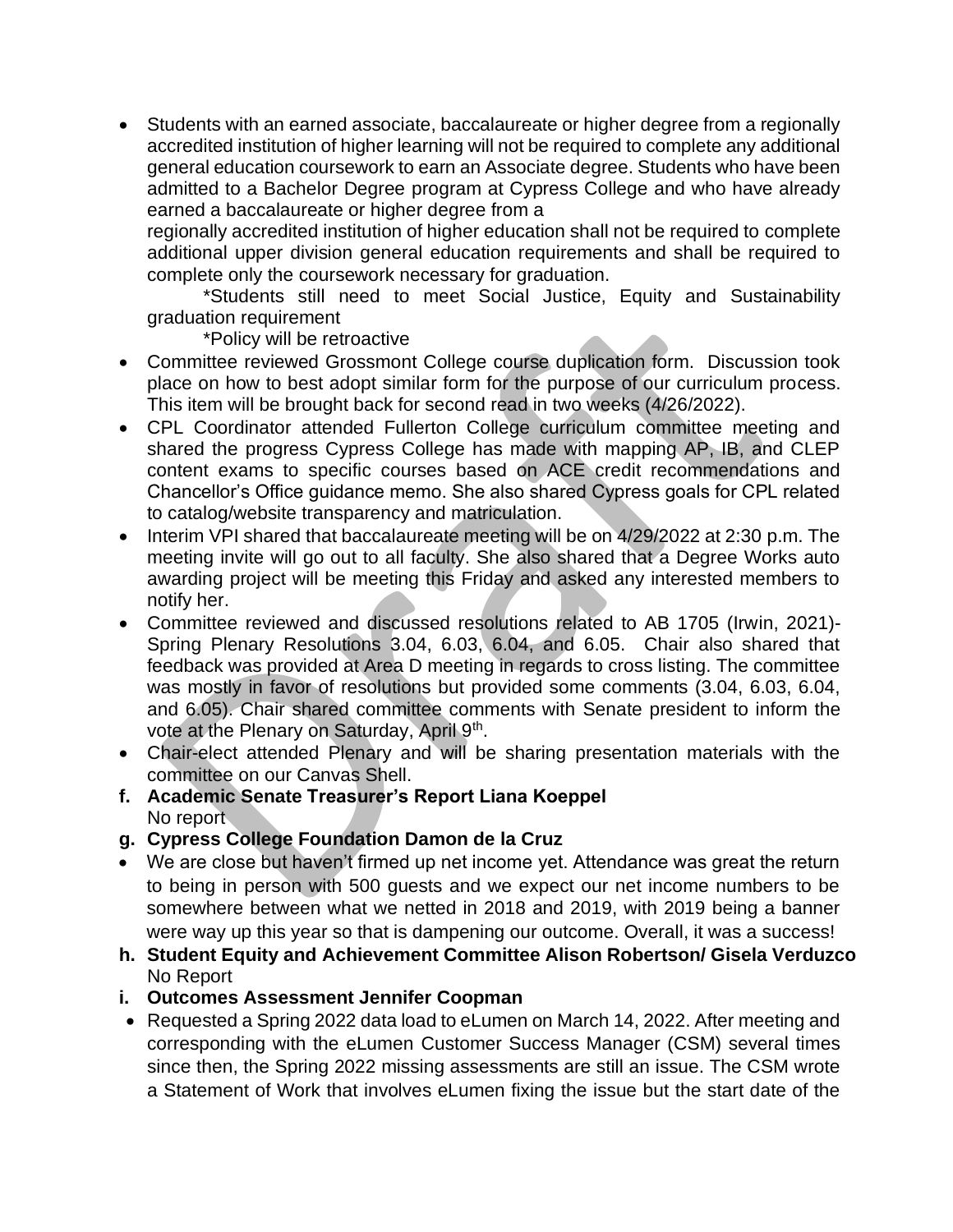- Students with an earned associate, baccalaureate or higher degree from a regionally accredited institution of higher learning will not be required to complete any additional general education coursework to earn an Associate degree. Students who have been admitted to a Bachelor Degree program at Cypress College and who have already earned a baccalaureate or higher degree from a regionally accredited institution of higher education shall not be required to complete additional upper division general education requirements and shall be required to complete only the coursework necessary for graduation.

  *Students still need to meet Social Justice, Equity and Sustainability graduation requirement

  *Policy will be retroactive
- Committee reviewed Grossmont College course duplication form. Discussion took place on how to best adopt similar form for the purpose of our curriculum process. This item will be brought back for second read in two weeks (4/26/2022).
- CPL Coordinator attended Fullerton College curriculum committee meeting and shared the progress Cypress College has made with mapping AP, IB, and CLEP content exams to specific courses based on ACE credit recommendations and Chancellor's Office guidance memo. She also shared Cypress goals for CPL related to catalog/website transparency and matriculation.
- Interim VPI shared that baccalaureate meeting will be on 4/29/2022 at 2:30 p.m. The meeting invite will go out to all faculty. She also shared that a Degree Works auto awarding project will be meeting this Friday and asked any interested members to notify her.
- Committee reviewed and discussed resolutions related to AB 1705 (Irwin, 2021)- Spring Plenary Resolutions 3.04, 6.03, 6.04, and 6.05. Chair also shared that feedback was provided at Area D meeting in regards to cross listing. The committee was mostly in favor of resolutions but provided some comments (3.04, 6.03, 6.04, and 6.05). Chair shared committee comments with Senate president to inform the vote at the Plenary on Saturday, April 9th.
- Chair-elect attended Plenary and will be sharing presentation materials with the committee on our Canvas Shell.

**f. Academic Senate Treasurer's Report Liana Koeppel**

No report

**g. Cypress College Foundation Damon de la Cruz**

- We are close but haven't firmed up net income yet. Attendance was great the return to being in person with 500 guests and we expect our net income numbers to be somewhere between what we netted in 2018 and 2019, with 2019 being a banner were way up this year so that is dampening our outcome. Overall, it was a success!

**h. Student Equity and Achievement Committee Alison Robertson/ Gisela Verduzco**

No Report

**i. Outcomes Assessment Jennifer Coopman**

- Requested a Spring 2022 data load to eLumen on March 14, 2022. After meeting and corresponding with the eLumen Customer Success Manager (CSM) several times since then, the Spring 2022 missing assessments are still an issue. The CSM wrote a Statement of Work that involves eLumen fixing the issue but the start date of the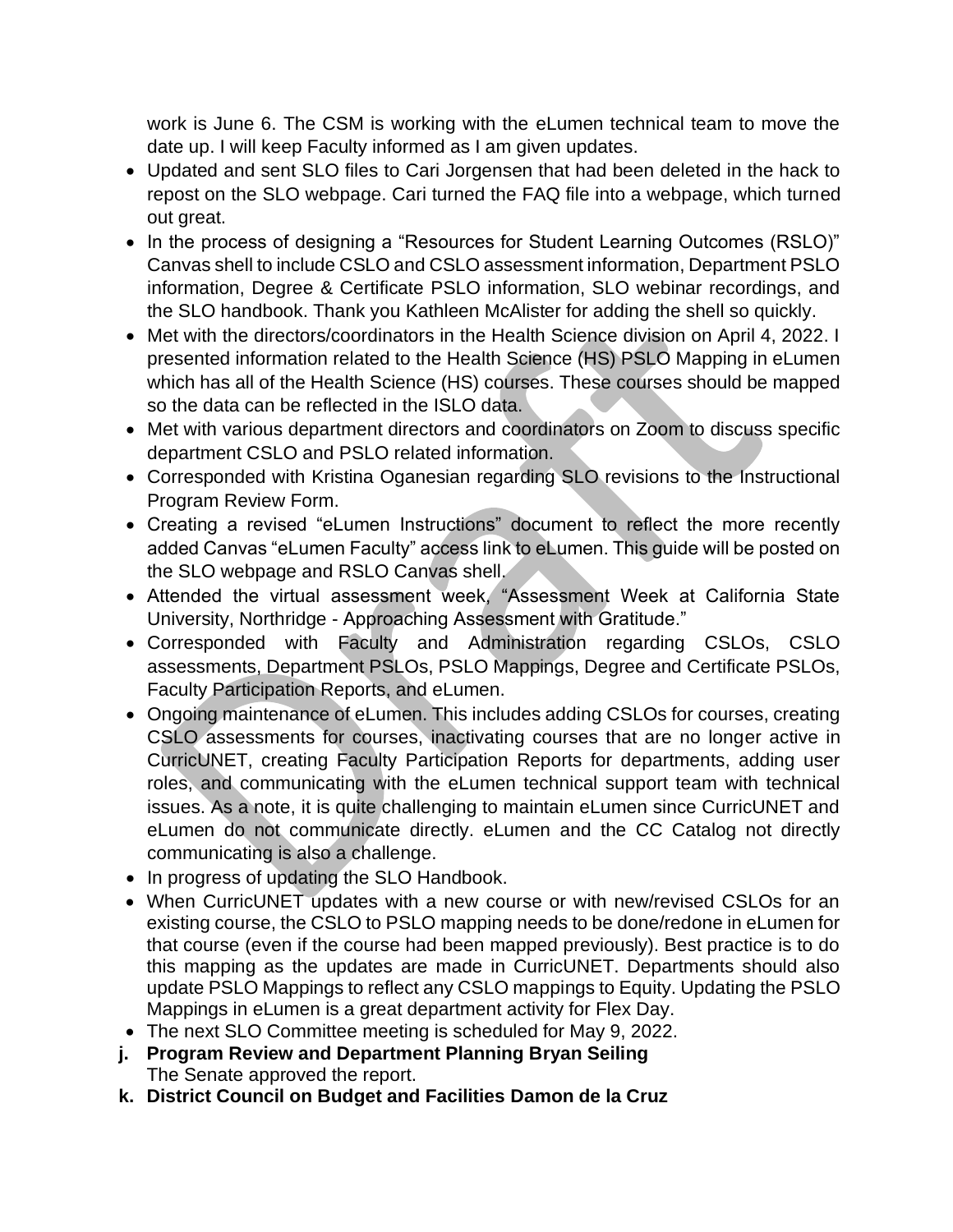work is June 6. The CSM is working with the eLumen technical team to move the date up. I will keep Faculty informed as I am given updates.

- Updated and sent SLO files to Cari Jorgensen that had been deleted in the hack to repost on the SLO webpage. Cari turned the FAQ file into a webpage, which turned out great.
- In the process of designing a "Resources for Student Learning Outcomes (RSLO)" Canvas shell to include CSLO and CSLO assessment information, Department PSLO information, Degree & Certificate PSLO information, SLO webinar recordings, and the SLO handbook. Thank you Kathleen McAlister for adding the shell so quickly.
- Met with the directors/coordinators in the Health Science division on April 4, 2022. I presented information related to the Health Science (HS) PSLO Mapping in eLumen which has all of the Health Science (HS) courses. These courses should be mapped so the data can be reflected in the ISLO data.
- Met with various department directors and coordinators on Zoom to discuss specific department CSLO and PSLO related information.
- Corresponded with Kristina Oganesian regarding SLO revisions to the Instructional Program Review Form.
- Creating a revised "eLumen Instructions" document to reflect the more recently added Canvas "eLumen Faculty" access link to eLumen. This guide will be posted on the SLO webpage and RSLO Canvas shell.
- Attended the virtual assessment week, "Assessment Week at California State University, Northridge - Approaching Assessment with Gratitude."
- Corresponded with Faculty and Administration regarding CSLOs, CSLO assessments, Department PSLOs, PSLO Mappings, Degree and Certificate PSLOs, Faculty Participation Reports, and eLumen.
- Ongoing maintenance of eLumen. This includes adding CSLOs for courses, creating CSLO assessments for courses, inactivating courses that are no longer active in CurricUNET, creating Faculty Participation Reports for departments, adding user roles, and communicating with the eLumen technical support team with technical issues. As a note, it is quite challenging to maintain eLumen since CurricUNET and eLumen do not communicate directly. eLumen and the CC Catalog not directly communicating is also a challenge.
- In progress of updating the SLO Handbook.
- When CurricUNET updates with a new course or with new/revised CSLOs for an existing course, the CSLO to PSLO mapping needs to be done/redone in eLumen for that course (even if the course had been mapped previously). Best practice is to do this mapping as the updates are made in CurricUNET. Departments should also update PSLO Mappings to reflect any CSLO mappings to Equity. Updating the PSLO Mappings in eLumen is a great department activity for Flex Day.
- The next SLO Committee meeting is scheduled for May 9, 2022.

**j. Program Review and Department Planning Bryan Seiling**

The Senate approved the report.

**k. District Council on Budget and Facilities Damon de la Cruz**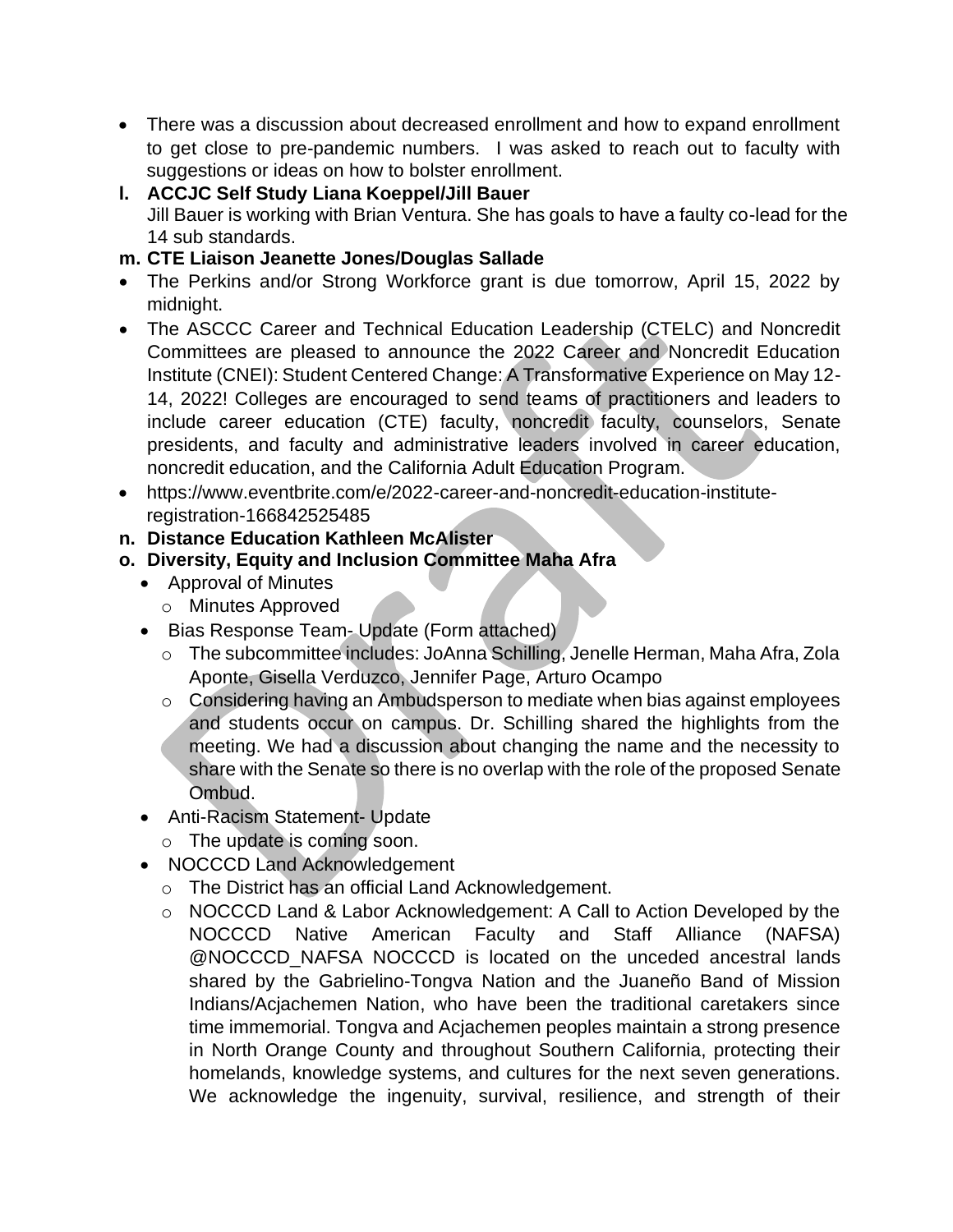- There was a discussion about decreased enrollment and how to expand enrollment to get close to pre-pandemic numbers. I was asked to reach out to faculty with suggestions or ideas on how to bolster enrollment.

**l. ACCJC Self Study Liana Koeppel/Jill Bauer**

Jill Bauer is working with Brian Ventura. She has goals to have a faulty co-lead for the 14 sub standards.

**m. CTE Liaison Jeanette Jones/Douglas Sallade**

- The Perkins and/or Strong Workforce grant is due tomorrow, April 15, 2022 by midnight.
- The ASCCC Career and Technical Education Leadership (CTELC) and Noncredit Committees are pleased to announce the 2022 Career and Noncredit Education Institute (CNEI): Student Centered Change: A Transformative Experience on May 12-14, 2022! Colleges are encouraged to send teams of practitioners and leaders to include career education (CTE) faculty, noncredit faculty, counselors, Senate presidents, and faculty and administrative leaders involved in career education, noncredit education, and the California Adult Education Program.
- https://www.eventbrite.com/e/2022-career-and-noncredit-education-institute-registration-166842525485

**n. Distance Education Kathleen McAlister**

**o. Diversity, Equity and Inclusion Committee Maha Afra**

- Approval of Minutes
  - Minutes Approved
- Bias Response Team- Update (Form attached)
  - The subcommittee includes: JoAnna Schilling, Jenelle Herman, Maha Afra, Zola Aponte, Gisella Verduzco, Jennifer Page, Arturo Ocampo
  - Considering having an Ambudsperson to mediate when bias against employees and students occur on campus. Dr. Schilling shared the highlights from the meeting. We had a discussion about changing the name and the necessity to share with the Senate so there is no overlap with the role of the proposed Senate Ombud.
- Anti-Racism Statement- Update
  - The update is coming soon.
- NOCCCD Land Acknowledgement
  - The District has an official Land Acknowledgement.
  - NOCCCD Land & Labor Acknowledgement: A Call to Action Developed by the NOCCCD Native American Faculty and Staff Alliance (NAFSA) @NOCCCD_NAFSA NOCCCD is located on the unceded ancestral lands shared by the Gabrielino-Tongva Nation and the Juaneño Band of Mission Indians/Acjachemen Nation, who have been the traditional caretakers since time immemorial. Tongva and Acjachemen peoples maintain a strong presence in North Orange County and throughout Southern California, protecting their homelands, knowledge systems, and cultures for the next seven generations. We acknowledge the ingenuity, survival, resilience, and strength of their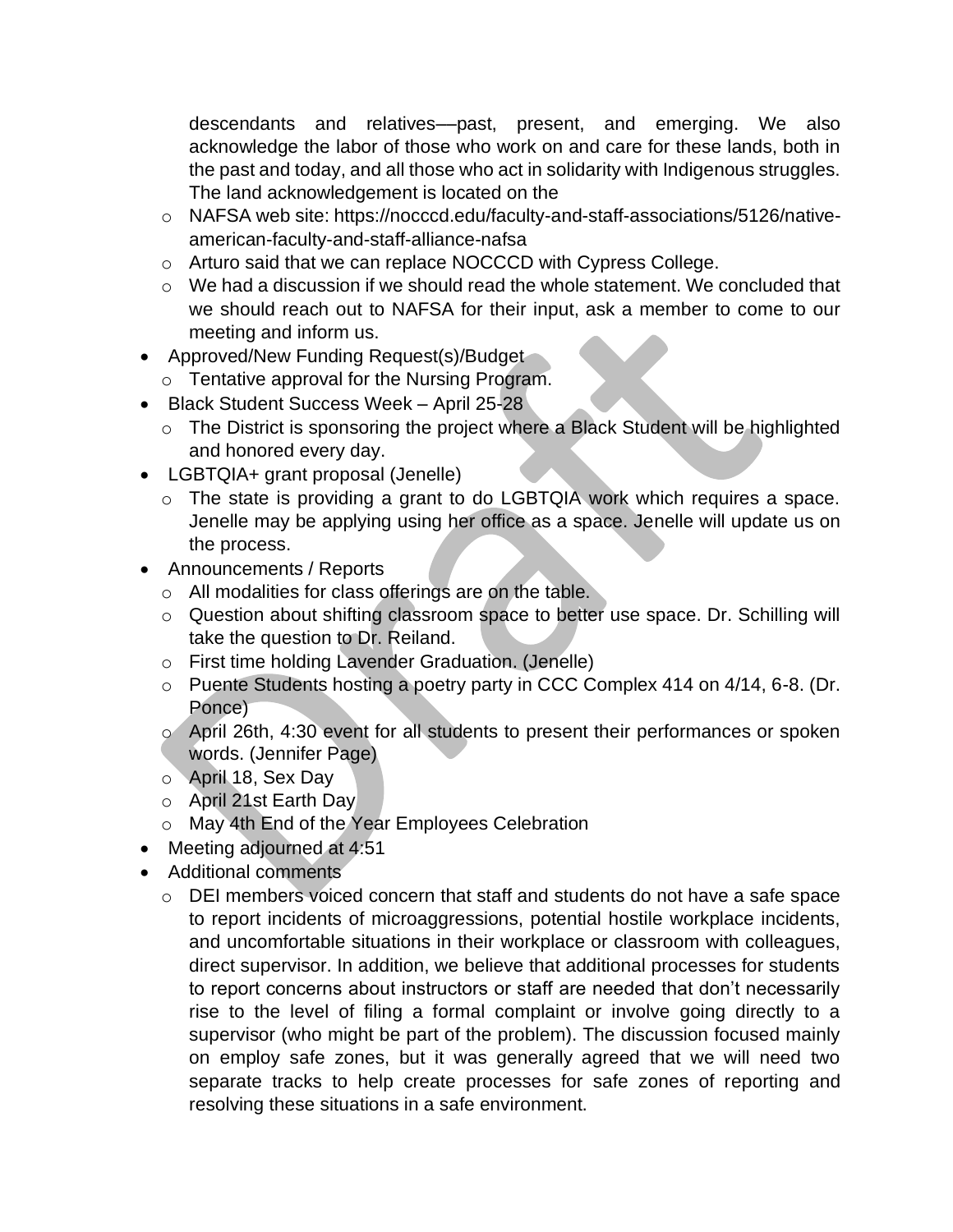descendants and relatives—past, present, and emerging. We also acknowledge the labor of those who work on and care for these lands, both in the past and today, and all those who act in solidarity with Indigenous struggles. The land acknowledgement is located on the

- NAFSA web site: https://nocccd.edu/faculty-and-staff-associations/5126/native-american-faculty-and-staff-alliance-nafsa
- Arturo said that we can replace NOCCCD with Cypress College.
- We had a discussion if we should read the whole statement. We concluded that we should reach out to NAFSA for their input, ask a member to come to our meeting and inform us.

- Approved/New Funding Request(s)/Budget
  - Tentative approval for the Nursing Program.
- Black Student Success Week – April 25-28
  - The District is sponsoring the project where a Black Student will be highlighted and honored every day.
- LGBTQIA+ grant proposal (Jenelle)
  - The state is providing a grant to do LGBTQIA work which requires a space. Jenelle may be applying using her office as a space. Jenelle will update us on the process.
- Announcements / Reports
  - All modalities for class offerings are on the table.
  - Question about shifting classroom space to better use space. Dr. Schilling will take the question to Dr. Reiland.
  - First time holding Lavender Graduation. (Jenelle)
  - Puente Students hosting a poetry party in CCC Complex 414 on 4/14, 6-8. (Dr. Ponce)
  - April 26th, 4:30 event for all students to present their performances or spoken words. (Jennifer Page)
  - April 18, Sex Day
  - April 21st Earth Day
  - May 4th End of the Year Employees Celebration
- Meeting adjourned at 4:51
- Additional comments
  - DEI members voiced concern that staff and students do not have a safe space to report incidents of microaggressions, potential hostile workplace incidents, and uncomfortable situations in their workplace or classroom with colleagues, direct supervisor. In addition, we believe that additional processes for students to report concerns about instructors or staff are needed that don't necessarily rise to the level of filing a formal complaint or involve going directly to a supervisor (who might be part of the problem). The discussion focused mainly on employ safe zones, but it was generally agreed that we will need two separate tracks to help create processes for safe zones of reporting and resolving these situations in a safe environment.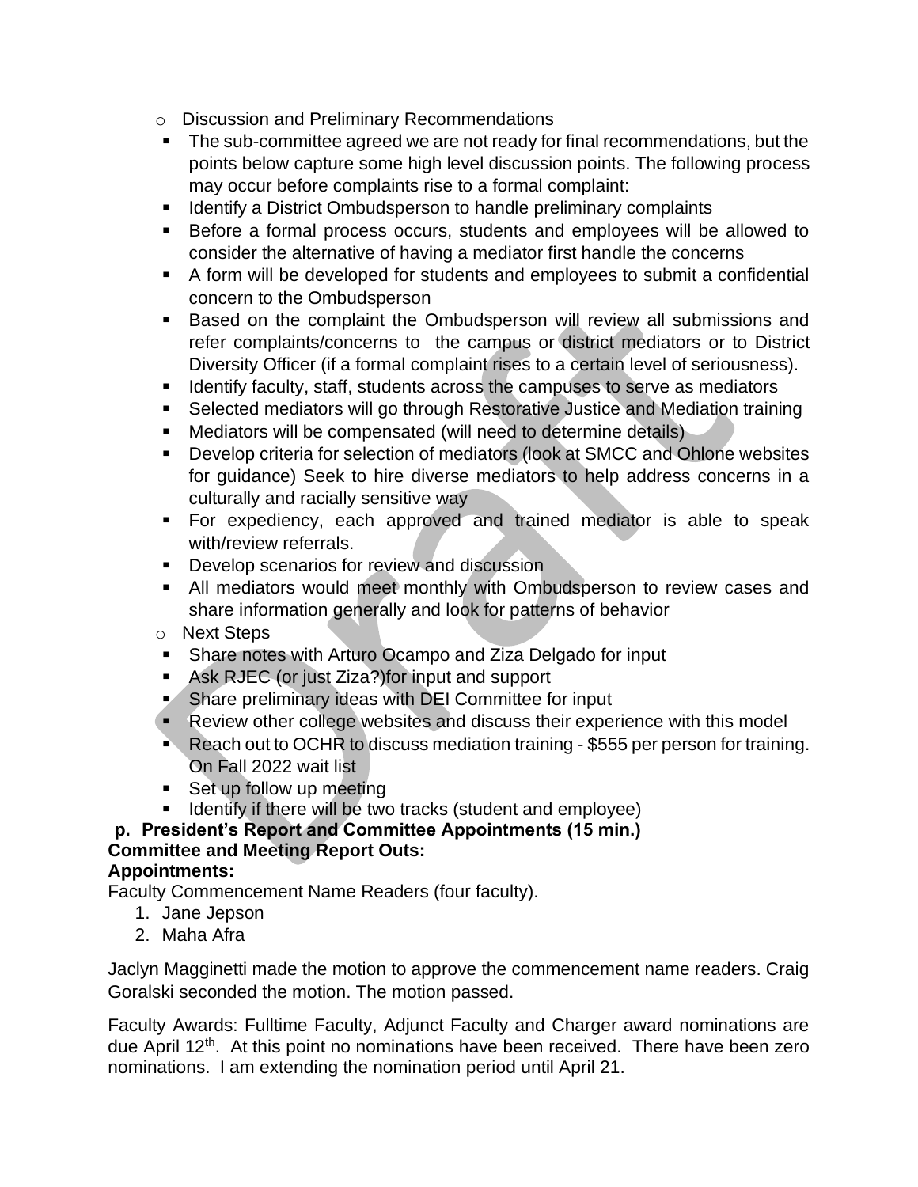- Discussion and Preliminary Recommendations
  - The sub-committee agreed we are not ready for final recommendations, but the points below capture some high level discussion points. The following process may occur before complaints rise to a formal complaint:
  - Identify a District Ombudsperson to handle preliminary complaints
  - Before a formal process occurs, students and employees will be allowed to consider the alternative of having a mediator first handle the concerns
  - A form will be developed for students and employees to submit a confidential concern to the Ombudsperson
  - Based on the complaint the Ombudsperson will review all submissions and refer complaints/concerns to the campus or district mediators or to District Diversity Officer (if a formal complaint rises to a certain level of seriousness).
  - Identify faculty, staff, students across the campuses to serve as mediators
  - Selected mediators will go through Restorative Justice and Mediation training
  - Mediators will be compensated (will need to determine details)
  - Develop criteria for selection of mediators (look at SMCC and Ohlone websites for guidance) Seek to hire diverse mediators to help address concerns in a culturally and racially sensitive way
  - For expediency, each approved and trained mediator is able to speak with/review referrals.
  - Develop scenarios for review and discussion
  - All mediators would meet monthly with Ombudsperson to review cases and share information generally and look for patterns of behavior
- Next Steps
  - Share notes with Arturo Ocampo and Ziza Delgado for input
  - Ask RJEC (or just Ziza?)for input and support
  - Share preliminary ideas with DEI Committee for input
  - Review other college websites and discuss their experience with this model
  - Reach out to OCHR to discuss mediation training - $555 per person for training. On Fall 2022 wait list
  - Set up follow up meeting
  - Identify if there will be two tracks (student and employee)

**p. President's Report and Committee Appointments (15 min.)**

**Committee and Meeting Report Outs:**

**Appointments:**

Faculty Commencement Name Readers (four faculty).

1. Jane Jepson
2. Maha Afra

Jaclyn Magginetti made the motion to approve the commencement name readers. Craig Goralski seconded the motion. The motion passed.

Faculty Awards: Fulltime Faculty, Adjunct Faculty and Charger award nominations are due April 12th. At this point no nominations have been received. There have been zero nominations. I am extending the nomination period until April 21.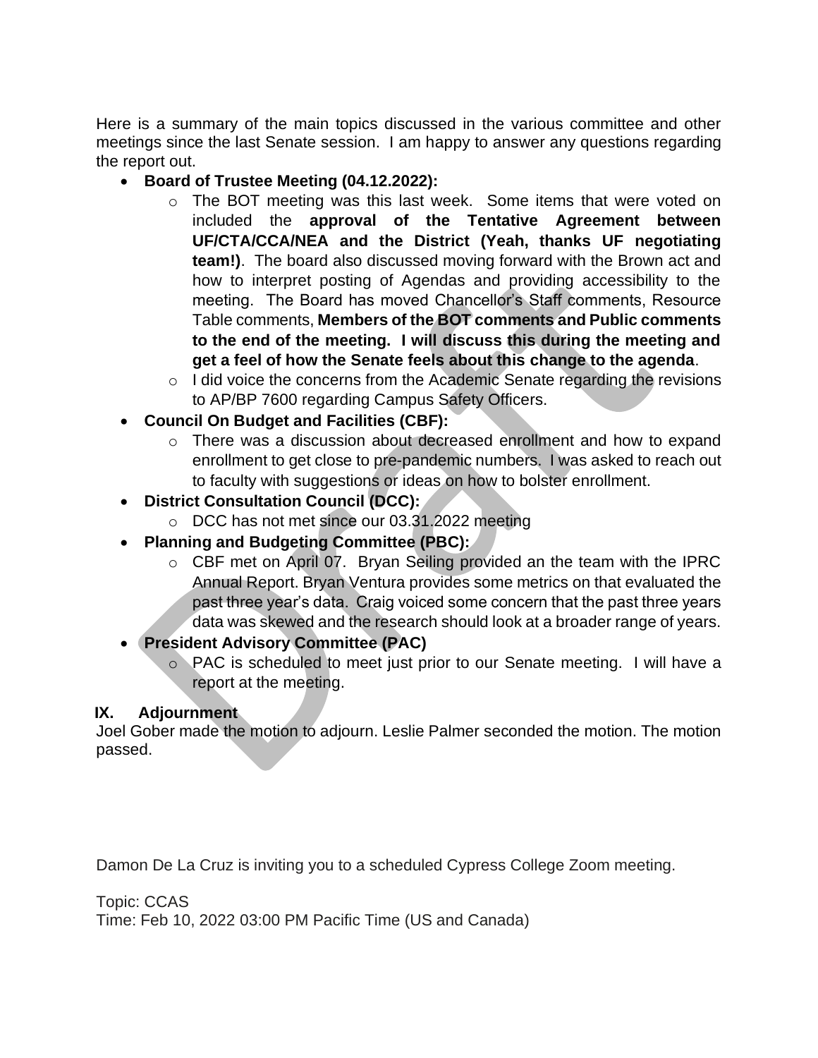Here is a summary of the main topics discussed in the various committee and other meetings since the last Senate session. I am happy to answer any questions regarding the report out.

- **Board of Trustee Meeting (04.12.2022):**
  - The BOT meeting was this last week. Some items that were voted on included the **approval of the Tentative Agreement between UF/CTA/CCA/NEA and the District (Yeah, thanks UF negotiating team!)**. The board also discussed moving forward with the Brown act and how to interpret posting of Agendas and providing accessibility to the meeting. The Board has moved Chancellor's Staff comments, Resource Table comments, **Members of the BOT comments and Public comments to the end of the meeting. I will discuss this during the meeting and get a feel of how the Senate feels about this change to the agenda**.
  - I did voice the concerns from the Academic Senate regarding the revisions to AP/BP 7600 regarding Campus Safety Officers.
- **Council On Budget and Facilities (CBF):**
  - There was a discussion about decreased enrollment and how to expand enrollment to get close to pre-pandemic numbers. I was asked to reach out to faculty with suggestions or ideas on how to bolster enrollment.
- **District Consultation Council (DCC):**
  - DCC has not met since our 03.31.2022 meeting
- **Planning and Budgeting Committee (PBC):**
  - CBF met on April 07. Bryan Seiling provided an the team with the IPRC Annual Report. Bryan Ventura provides some metrics on that evaluated the past three year's data. Craig voiced some concern that the past three years data was skewed and the research should look at a broader range of years.
- **President Advisory Committee (PAC)**
  - PAC is scheduled to meet just prior to our Senate meeting. I will have a report at the meeting.

## IX. Adjournment

Joel Gober made the motion to adjourn. Leslie Palmer seconded the motion. The motion passed.

Damon De La Cruz is inviting you to a scheduled Cypress College Zoom meeting.

Topic: CCAS
Time: Feb 10, 2022 03:00 PM Pacific Time (US and Canada)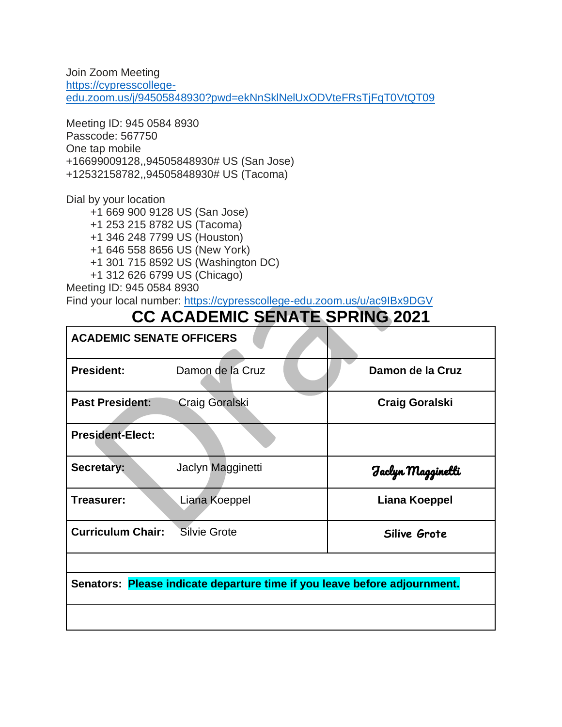Join Zoom Meeting
https://cypresscollege-edu.zoom.us/j/94505848930?pwd=ekNnSklNelUxODVteFRsTjFqT0VtQT09

Meeting ID: 945 0584 8930
Passcode: 567750
One tap mobile
+16699009128,,94505848930# US (San Jose)
+12532158782,,94505848930# US (Tacoma)

Dial by your location
+1 669 900 9128 US (San Jose)
+1 253 215 8782 US (Tacoma)
+1 346 248 7799 US (Houston)
+1 646 558 8656 US (New York)
+1 301 715 8592 US (Washington DC)
+1 312 626 6799 US (Chicago)
Meeting ID: 945 0584 8930
Find your local number: https://cypresscollege-edu.zoom.us/u/ac9IBx9DGV

# CC ACADEMIC SENATE SPRING 2021

| **ACADEMIC SENATE OFFICERS** | | |
|---|---|---|
| **President:** | Damon de la Cruz | **Damon de la Cruz** |
| **Past President:** | Craig Goralski | **Craig Goralski** |
| **President-Elect:** | | |
| **Secretary:** | Jaclyn Magginetti | *Jaclyn Magginetti* |
| **Treasurer:** | Liana Koeppel | **Liana Koeppel** |
| **Curriculum Chair:** | Silvie Grote | **Silive Grote** |
| | | |
| **Senators: Please indicate departure time if you leave before adjournment.** | | |
| | | |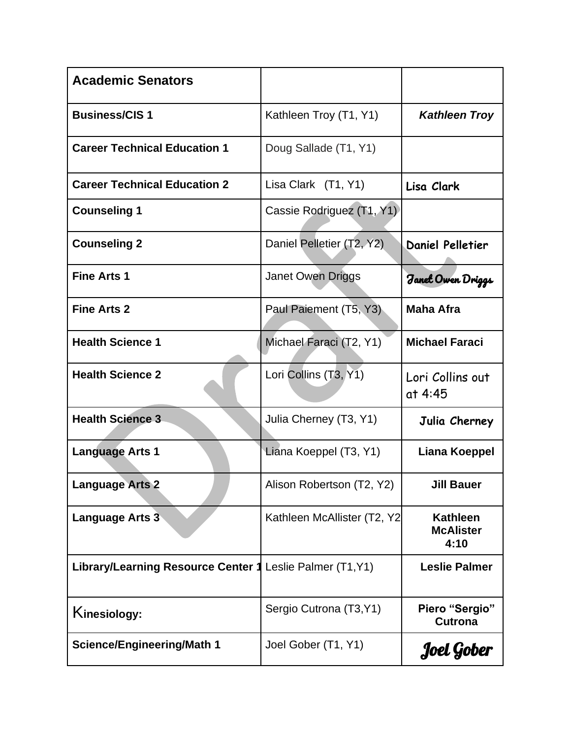| Academic Senators | | |
|---|---|---|
| **Business/CIS 1** | Kathleen Troy (T1, Y1) | ***Kathleen Troy*** |
| **Career Technical Education 1** | Doug Sallade (T1, Y1) | |
| **Career Technical Education 2** | Lisa Clark (T1, Y1) | Lisa Clark |
| **Counseling 1** | Cassie Rodriguez (T1, Y1) | |
| **Counseling 2** | Daniel Pelletier (T2, Y2) | Daniel Pelletier |
| **Fine Arts 1** | Janet Owen Driggs | Janet Owen Driggs |
| **Fine Arts 2** | Paul Paiement (T5, Y3) | **Maha Afra** |
| **Health Science 1** | Michael Faraci (T2, Y1) | **Michael Faraci** |
| **Health Science 2** | Lori Collins (T3, Y1) | Lori Collins out at 4:45 |
| **Health Science 3** | Julia Cherney (T3, Y1) | Julia Cherney |
| **Language Arts 1** | Liana Koeppel (T3, Y1) | **Liana Koeppel** |
| **Language Arts 2** | Alison Robertson (T2, Y2) | **Jill Bauer** |
| **Language Arts 3** | Kathleen McAllister (T2, Y2 | **Kathleen McAlister 4:10** |
| **Library/Learning Resource Center 1** | Leslie Palmer (T1,Y1) | **Leslie Palmer** |
| **Kinesiology:** | Sergio Cutrona (T3,Y1) | **Piero "Sergio" Cutrona** |
| **Science/Engineering/Math 1** | Joel Gober (T1, Y1) | Joel Gober |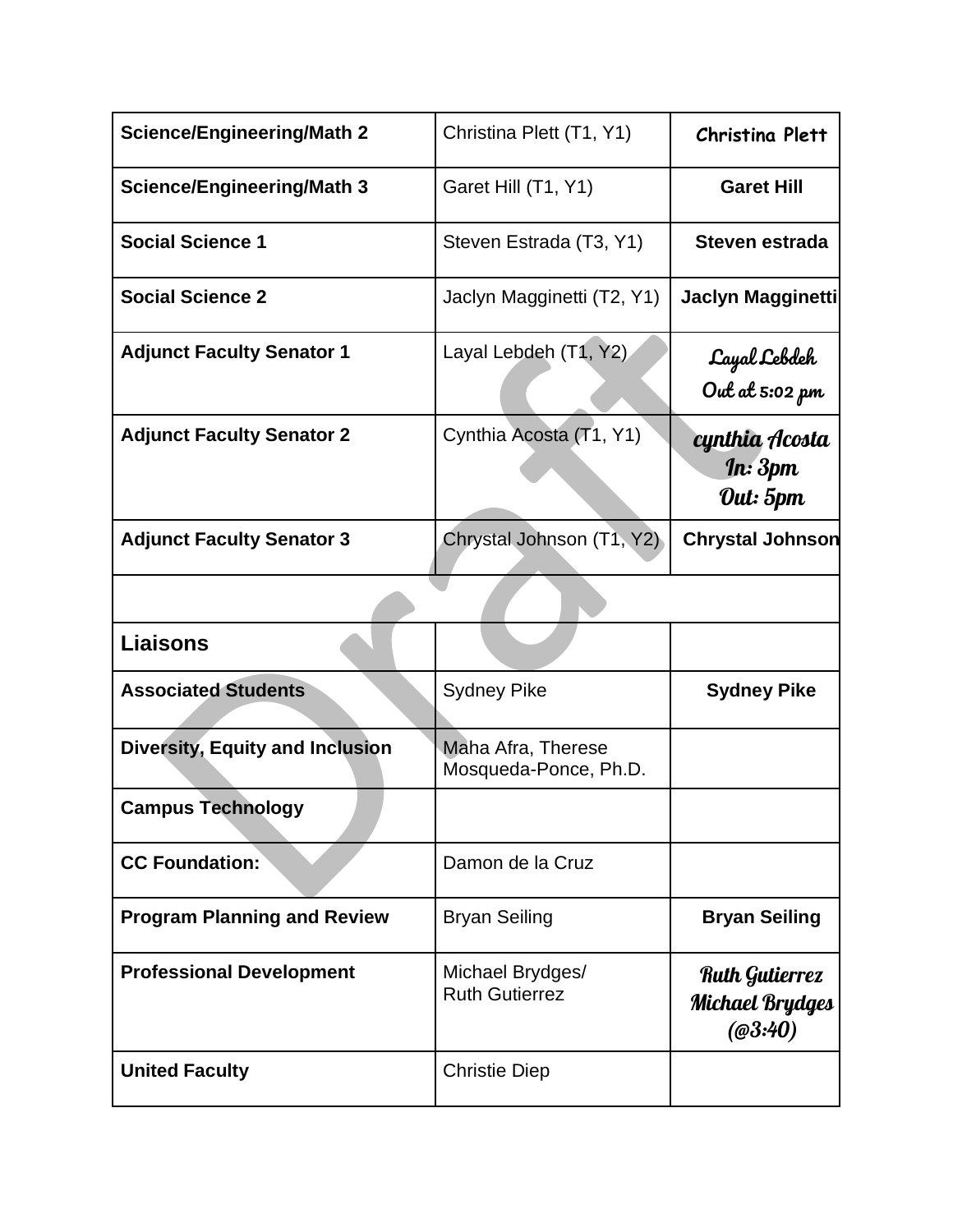| | | |
|---|---|---|
| **Science/Engineering/Math 2** | Christina Plett (T1, Y1) | Christina Plett |
| **Science/Engineering/Math 3** | Garet Hill (T1, Y1) | **Garet Hill** |
| **Social Science 1** | Steven Estrada (T3, Y1) | **Steven estrada** |
| **Social Science 2** | Jaclyn Magginetti (T2, Y1) | **Jaclyn Magginetti** |
| **Adjunct Faculty Senator 1** | Layal Lebdeh (T1, Y2) | Layal Lebdeh Out at 5:02 pm |
| **Adjunct Faculty Senator 2** | Cynthia Acosta (T1, Y1) | cynthia Acosta In: 3pm Out: 5pm |
| **Adjunct Faculty Senator 3** | Chrystal Johnson (T1, Y2) | **Chrystal Johnson** |
| | | |
| **Liaisons** | | |
| **Associated Students** | Sydney Pike | **Sydney Pike** |
| **Diversity, Equity and Inclusion** | Maha Afra, Therese Mosqueda-Ponce, Ph.D. | |
| **Campus Technology** | | |
| **CC Foundation:** | Damon de la Cruz | |
| **Program Planning and Review** | Bryan Seiling | **Bryan Seiling** |
| **Professional Development** | Michael Brydges/ Ruth Gutierrez | Ruth Gutierrez Michael Brydges (@3:40) |
| **United Faculty** | Christie Diep | |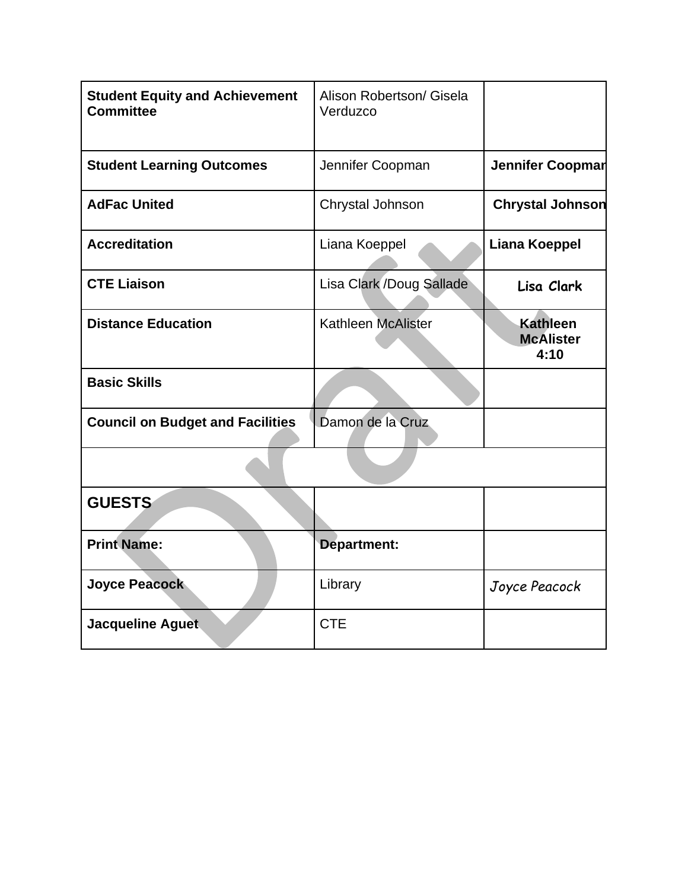| | | |
|---|---|---|
| **Student Equity and Achievement Committee** | Alison Robertson/ Gisela Verduzco | |
| **Student Learning Outcomes** | Jennifer Coopman | **Jennifer Coopman** |
| **AdFac United** | Chrystal Johnson | **Chrystal Johnson** |
| **Accreditation** | Liana Koeppel | **Liana Koeppel** |
| **CTE Liaison** | Lisa Clark /Doug Sallade | **Lisa Clark** |
| **Distance Education** | Kathleen McAlister | **Kathleen McAlister 4:10** |
| **Basic Skills** | | |
| **Council on Budget and Facilities** | Damon de la Cruz | |
| | | |
| **GUESTS** | | |
| **Print Name:** | **Department:** | |
| **Joyce Peacock** | Library | *Joyce Peacock* |
| **Jacqueline Aguet** | CTE | |